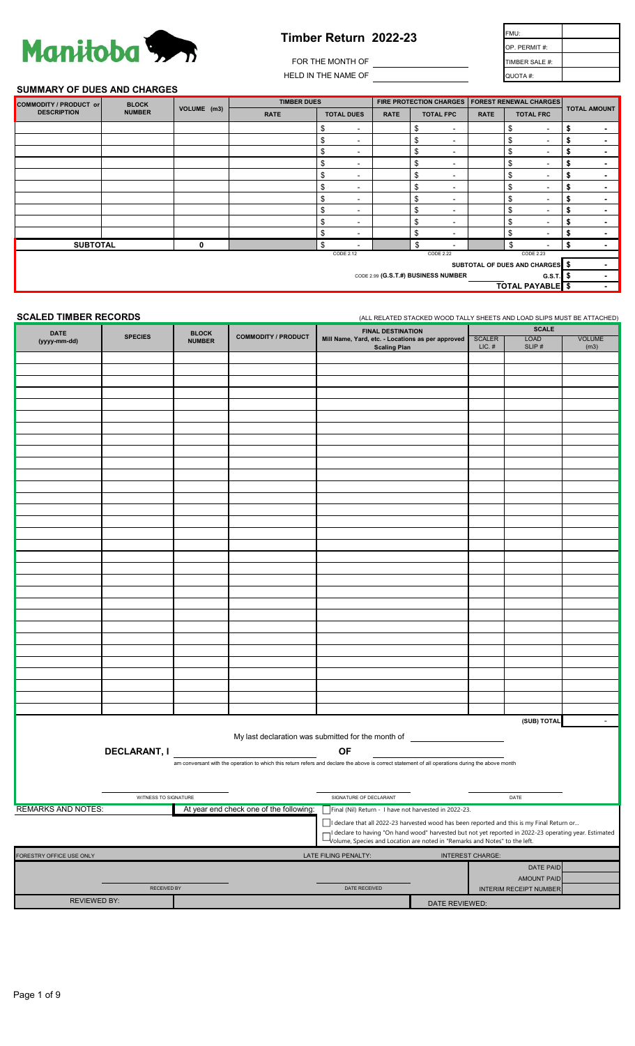Manitoba

# Timber Return 2022-23

FOR THE MONTH OF ____________________

HELD IN THE NAME OF ____________________

| FMU: | |
|---|---|
| OP. PERMIT #: | |
| TIMBER SALE #: | |
| QUOTA #: | |

## SUMMARY OF DUES AND CHARGES

| COMMODITY / PRODUCT or DESCRIPTION | BLOCK NUMBER | VOLUME (m3) | TIMBER DUES | | FIRE PROTECTION CHARGES | | FOREST RENEWAL CHARGES | | TOTAL AMOUNT |
|---|---|---|---|---|---|---|---|---|---|
| | | | RATE | TOTAL DUES | RATE | TOTAL FPC | RATE | TOTAL FRC | |
| | | | | $ - | | $ - | | $ - | $ - |
| | | | | $ - | | $ - | | $ - | $ - |
| | | | | $ - | | $ - | | $ - | $ - |
| | | | | $ - | | $ - | | $ - | $ - |
| | | | | $ - | | $ - | | $ - | $ - |
| | | | | $ - | | $ - | | $ - | $ - |
| | | | | $ - | | $ - | | $ - | $ - |
| | | | | $ - | | $ - | | $ - | $ - |
| | | | | $ - | | $ - | | $ - | $ - |
| | | | | $ - | | $ - | | $ - | $ - |
| **SUBTOTAL** | | 0 | | $ - | | $ - | | $ - | $ - |
| | | | | CODE 2.12 | | CODE 2.22 | | CODE 2.23 | |
| | | | | | | | | SUBTOTAL OF DUES AND CHARGES | $ - |
| | | | | CODE 2.99 (G.S.T.#) BUSINESS NUMBER | | | | G.S.T. | $ - |
| | | | | | | | | TOTAL PAYABLE | $ - |

## SCALED TIMBER RECORDS

(ALL RELATED STACKED WOOD TALLY SHEETS AND LOAD SLIPS MUST BE ATTACHED)

| DATE (yyyy-mm-dd) | SPECIES | BLOCK NUMBER | COMMODITY / PRODUCT | FINAL DESTINATION Mill Name, Yard, etc. - Locations as per approved Scaling Plan | SCALE | | |
|---|---|---|---|---|---|---|---|
| | | | | | SCALER LIC. # | LOAD SLIP # | VOLUME (m3) |
| | | | | | | | |
| | | | | | | | |
| | | | | | | | |
| | | | | | | | |
| | | | | | | | |
| | | | | | | | |
| | | | | | | | |
| | | | | | | | |
| | | | | | | | |
| | | | | | | | |
| | | | | | | | |
| | | | | | | | |
| | | | | | | | |
| | | | | | | | |
| | | | | | | | |
| | | | | | | | |
| | | | | | | | |
| | | | | | | | |
| | | | | | | | |
| | | | | | | | |
| | | | | | | | |
| | | | | | | | |
| | | | | | | | |
| | | | | | | | |
| | | | | | | | |
| | | | | | | | |
| | | | | | | | |
| | | | | | | | |
| | | | | | | | |
| | | | | | | | |
| | | | | | | | |
| | | | | | | | |
| | | | | | | | (SUB) TOTAL | - |

My last declaration was submitted for the month of ____________________

**DECLARANT, I** ____________________ **OF** ____________________

am conversant with the operation to which this return refers and declare the above is correct statement of all operations during the above month

____________________ WITNESS TO SIGNATURE

____________________ SIGNATURE OF DECLARANT

____________________ DATE

REMARKS AND NOTES:

At year end check one of the following:

- [ ] Final (Nil) Return - I have not harvested in 2022-23.
- [ ] I declare that all 2022-23 harvested wood has been reported and this is my Final Return or...
- [ ] I declare to having "On hand wood" harvested but not yet reported in 2022-23 operating year. Estimated Volume, Species and Location are noted in "Remarks and Notes" to the left.

| FORESTRY OFFICE USE ONLY | LATE FILING PENALTY: | INTEREST CHARGE: | |
|---|---|---|---|
| | | DATE PAID | |
| | | AMOUNT PAID | |
| RECEIVED BY | DATE RECEIVED | INTERIM RECEIPT NUMBER | |
| REVIEWED BY: | | DATE REVIEWED: | |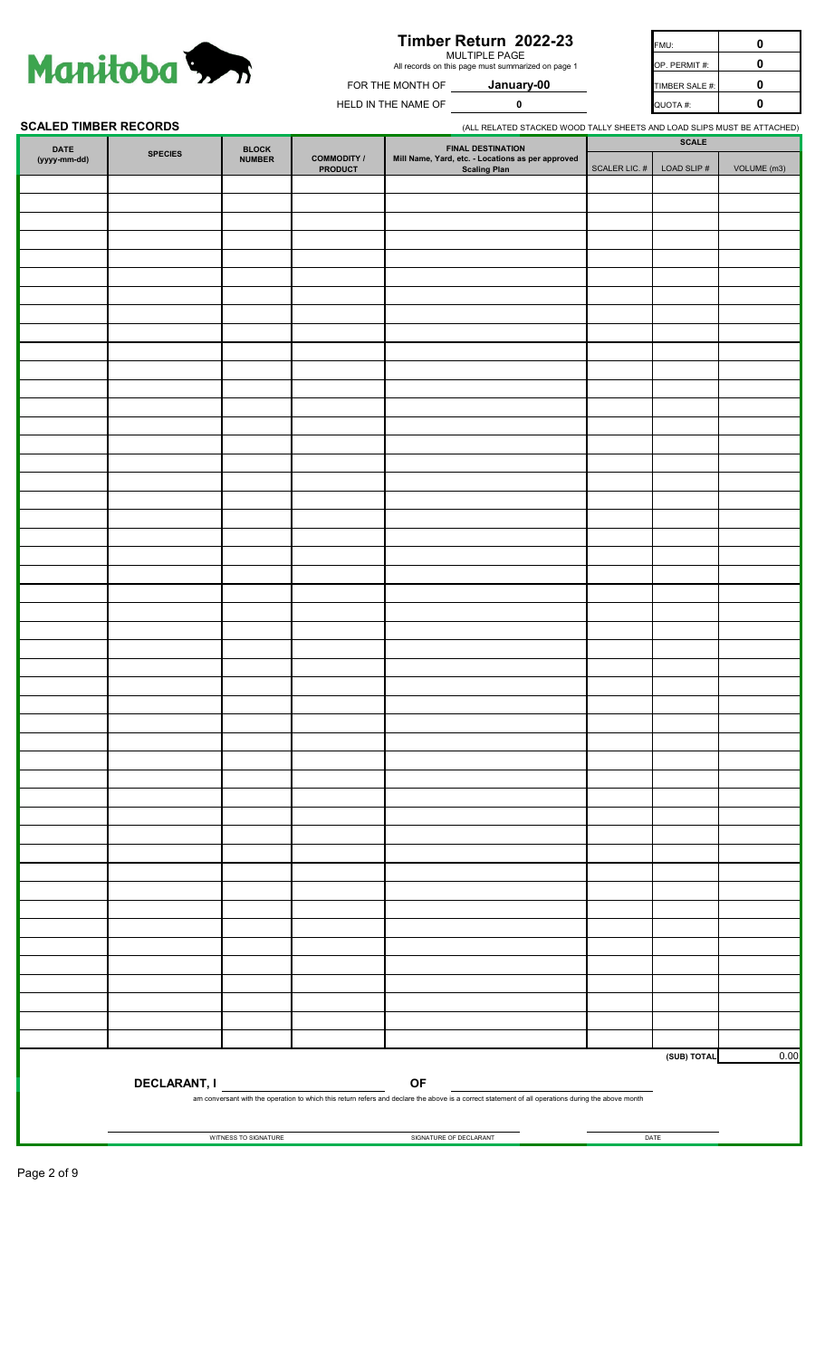Manitoba

# Timber Return 2022-23

MULTIPLE PAGE

All records on this page must summarized on page 1

FOR THE MONTH OF **January-00**

HELD IN THE NAME OF **0**

| FMU: | 0 |
|---|---|
| OP. PERMIT #: | 0 |
| TIMBER SALE #: | 0 |
| QUOTA #: | 0 |

**SCALED TIMBER RECORDS**

(ALL RELATED STACKED WOOD TALLY SHEETS AND LOAD SLIPS MUST BE ATTACHED)

| DATE (yyyy-mm-dd) | SPECIES | BLOCK NUMBER | COMMODITY / PRODUCT | FINAL DESTINATION Mill Name, Yard, etc. - Locations as per approved Scaling Plan | SCALE | | |
|---|---|---|---|---|---|---|---|
| | | | | | SCALER LIC. # | LOAD SLIP # | VOLUME (m3) |
| | | | | | | | |
| | | | | | | | |
| | | | | | | | |
| | | | | | | | |
| | | | | | | | |
| | | | | | | | |
| | | | | | | | |
| | | | | | | | |
| | | | | | | | |
| | | | | | | | |
| | | | | | | | |
| | | | | | | | |
| | | | | | | | |
| | | | | | | | |
| | | | | | | | |
| | | | | | | | |
| | | | | | | | |
| | | | | | | | |
| | | | | | | | |
| | | | | | | | |
| | | | | | | | |
| | | | | | | | |
| | | | | | | | |
| | | | | | | | |
| | | | | | | | |
| | | | | | | | |
| | | | | | | | |
| | | | | | | | |
| | | | | | | | |
| | | | | | | | |
| | | | | | | | |
| | | | | | | | |
| | | | | | | | |
| | | | | | | | |
| | | | | | | | |
| | | | | | | | |
| | | | | | | | |
| | | | | | | | |
| | | | | | | | |
| | | | | | | | |
| | | | | | | | |
| | | | | | | | |
| | | | | | | | |
| | | | | | | | |
| | | | | | | | |
| | | | | | | | |
| | | | | | | | |
| | | | | | | (SUB) TOTAL | 0.00 |

**DECLARANT, I** ______________________ **OF** ______________________

am conversant with the operation to which this return refers and declare the above is a correct statement of all operations during the above month

______________________ WITNESS TO SIGNATURE

______________________ SIGNATURE OF DECLARANT

______________________ DATE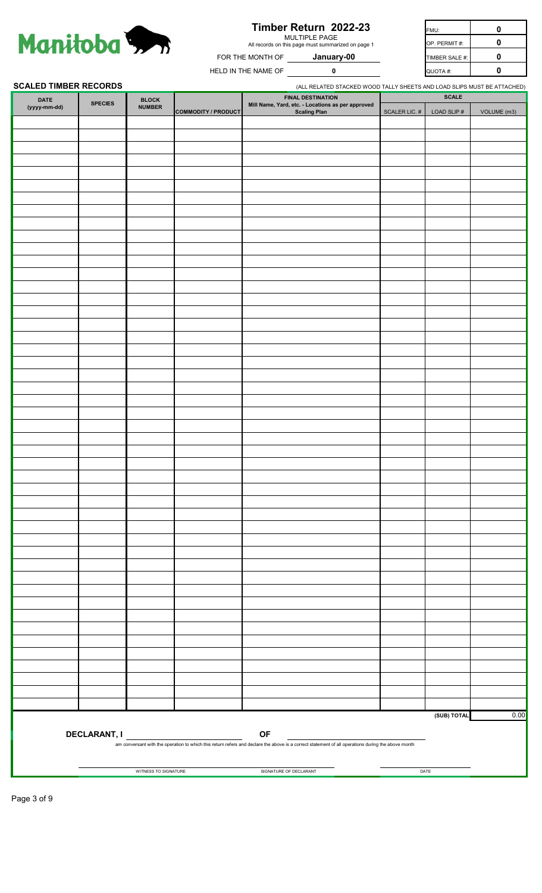Manitoba

# Timber Return 2022-23

MULTIPLE PAGE

All records on this page must summarized on page 1

FOR THE MONTH OF **January-00**

HELD IN THE NAME OF **0**

| FMU: | 0 |
|---|---|
| OP. PERMIT #: | 0 |
| TIMBER SALE #: | 0 |
| QUOTA #: | 0 |

**SCALED TIMBER RECORDS**

(ALL RELATED STACKED WOOD TALLY SHEETS AND LOAD SLIPS MUST BE ATTACHED)

| DATE (yyyy-mm-dd) | SPECIES | BLOCK NUMBER | COMMODITY / PRODUCT | FINAL DESTINATION Mill Name, Yard, etc. - Locations as per approved Scaling Plan | SCALE | | |
|---|---|---|---|---|---|---|---|
| | | | | | SCALER LIC. # | LOAD SLIP # | VOLUME (m3) |
| | | | | | | | |
| | | | | | | | |
| | | | | | | | |
| | | | | | | | |
| | | | | | | | |
| | | | | | | | |
| | | | | | | | |
| | | | | | | | |
| | | | | | | | |
| | | | | | | | |
| | | | | | | | |
| | | | | | | | |
| | | | | | | | |
| | | | | | | | |
| | | | | | | | |
| | | | | | | | |
| | | | | | | | |
| | | | | | | | |
| | | | | | | | |
| | | | | | | | |
| | | | | | | | |
| | | | | | | | |
| | | | | | | | |
| | | | | | | | |
| | | | | | | | |
| | | | | | | | |
| | | | | | | | |
| | | | | | | | |
| | | | | | | | |
| | | | | | | | |
| | | | | | | | |
| | | | | | | | |
| | | | | | | | |
| | | | | | | | |
| | | | | | | | |
| | | | | | | | |
| | | | | | | | |
| | | | | | | | |
| | | | | | | | |
| | | | | | | | |
| | | | | | | | |
| | | | | | | | |
| | | | | | | | |
| | | | | | | | |
| | | | | | | | |
| | | | | | | | |
| | | | | | | | |
| | | | | | | | |
| | | | | | | (SUB) TOTAL | 0.00 |

**DECLARANT, I** ______________________ **OF** ______________________

am conversant with the operation to which this return refers and declare the above is a correct statement of all operations during the above month

______________________ WITNESS TO SIGNATURE

______________________ SIGNATURE OF DECLARANT

______________________ DATE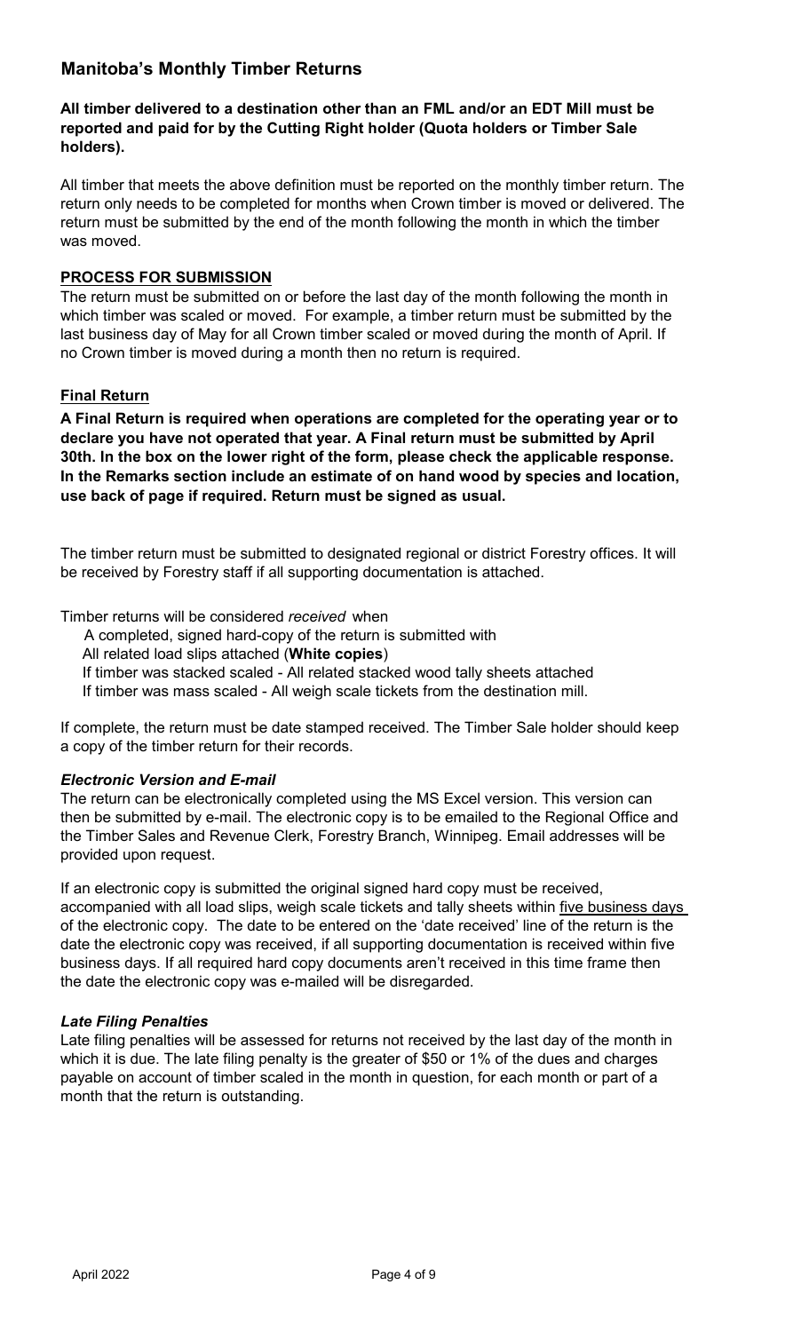## Manitoba's Monthly Timber Returns

**All timber delivered to a destination other than an FML and/or an EDT Mill must be reported and paid for by the Cutting Right holder (Quota holders or Timber Sale holders).**

All timber that meets the above definition must be reported on the monthly timber return. The return only needs to be completed for months when Crown timber is moved or delivered. The return must be submitted by the end of the month following the month in which the timber was moved.

### PROCESS FOR SUBMISSION

The return must be submitted on or before the last day of the month following the month in which timber was scaled or moved. For example, a timber return must be submitted by the last business day of May for all Crown timber scaled or moved during the month of April. If no Crown timber is moved during a month then no return is required.

### Final Return

**A Final Return is required when operations are completed for the operating year or to declare you have not operated that year. A Final return must be submitted by April 30th. In the box on the lower right of the form, please check the applicable response. In the Remarks section include an estimate of on hand wood by species and location, use back of page if required. Return must be signed as usual.**

The timber return must be submitted to designated regional or district Forestry offices. It will be received by Forestry staff if all supporting documentation is attached.

Timber returns will be considered *received* when

- A completed, signed hard-copy of the return is submitted with
- All related load slips attached (**White copies**)
- If timber was stacked scaled - All related stacked wood tally sheets attached
- If timber was mass scaled - All weigh scale tickets from the destination mill.

If complete, the return must be date stamped received. The Timber Sale holder should keep a copy of the timber return for their records.

### *Electronic Version and E-mail*

The return can be electronically completed using the MS Excel version. This version can then be submitted by e-mail. The electronic copy is to be emailed to the Regional Office and the Timber Sales and Revenue Clerk, Forestry Branch, Winnipeg. Email addresses will be provided upon request.

If an electronic copy is submitted the original signed hard copy must be received, accompanied with all load slips, weigh scale tickets and tally sheets within five business days of the electronic copy. The date to be entered on the 'date received' line of the return is the date the electronic copy was received, if all supporting documentation is received within five business days. If all required hard copy documents aren't received in this time frame then the date the electronic copy was e-mailed will be disregarded.

### *Late Filing Penalties*

Late filing penalties will be assessed for returns not received by the last day of the month in which it is due. The late filing penalty is the greater of $50 or 1% of the dues and charges payable on account of timber scaled in the month in question, for each month or part of a month that the return is outstanding.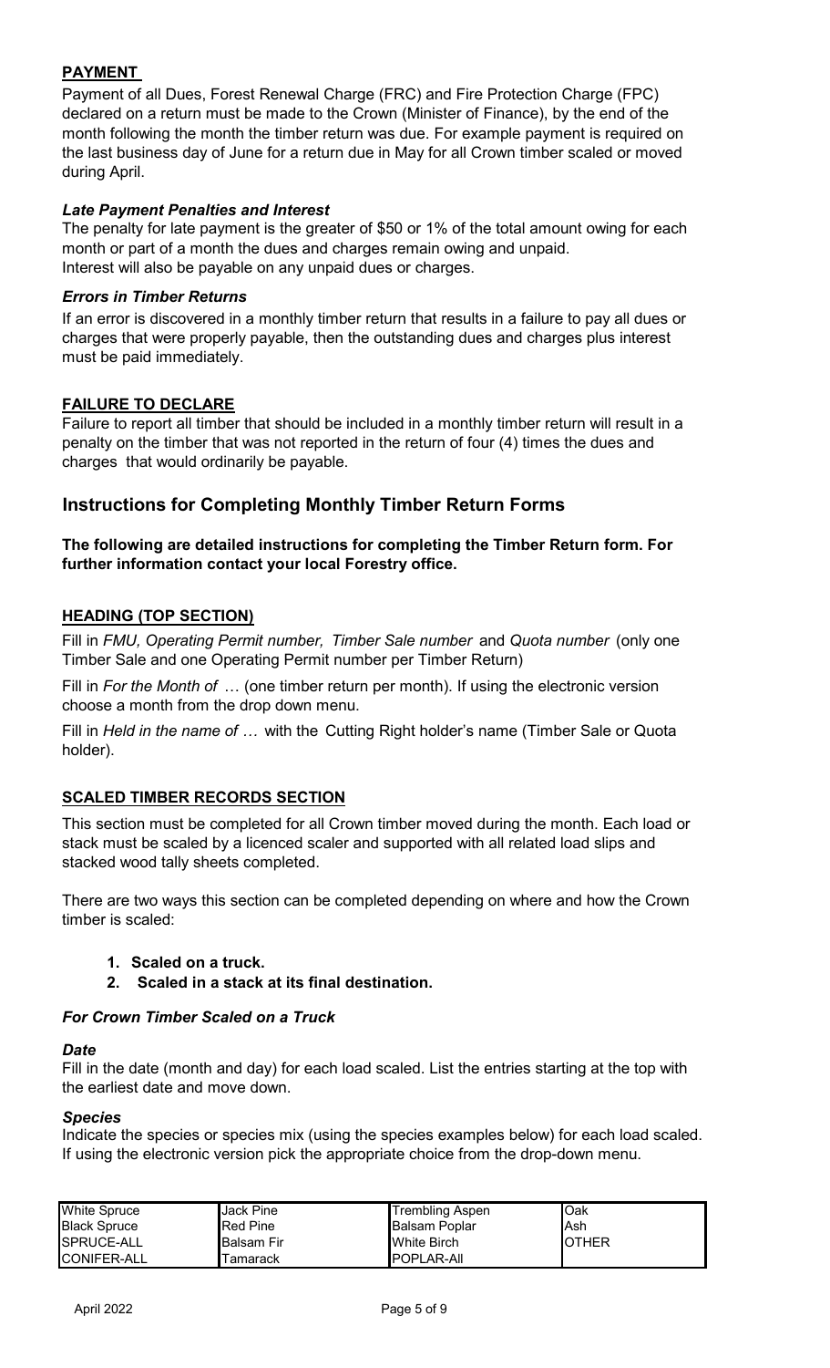**PAYMENT**

Payment of all Dues, Forest Renewal Charge (FRC) and Fire Protection Charge (FPC) declared on a return must be made to the Crown (Minister of Finance), by the end of the month following the month the timber return was due. For example payment is required on the last business day of June for a return due in May for all Crown timber scaled or moved during April.

***Late Payment Penalties and Interest***

The penalty for late payment is the greater of $50 or 1% of the total amount owing for each month or part of a month the dues and charges remain owing and unpaid.
Interest will also be payable on any unpaid dues or charges.

***Errors in Timber Returns***

If an error is discovered in a monthly timber return that results in a failure to pay all dues or charges that were properly payable, then the outstanding dues and charges plus interest must be paid immediately.

**FAILURE TO DECLARE**

Failure to report all timber that should be included in a monthly timber return will result in a penalty on the timber that was not reported in the return of four (4) times the dues and charges that would ordinarily be payable.

## Instructions for Completing Monthly Timber Return Forms

**The following are detailed instructions for completing the Timber Return form. For further information contact your local Forestry office.**

**HEADING (TOP SECTION)**

Fill in *FMU, Operating Permit number, Timber Sale number* and *Quota number* (only one Timber Sale and one Operating Permit number per Timber Return)

Fill in *For the Month of* … (one timber return per month). If using the electronic version choose a month from the drop down menu.

Fill in *Held in the name of …* with the Cutting Right holder's name (Timber Sale or Quota holder).

**SCALED TIMBER RECORDS SECTION**

This section must be completed for all Crown timber moved during the month. Each load or stack must be scaled by a licenced scaler and supported with all related load slips and stacked wood tally sheets completed.

There are two ways this section can be completed depending on where and how the Crown timber is scaled:

1. **Scaled on a truck.**
2. **Scaled in a stack at its final destination.**

***For Crown Timber Scaled on a Truck***

***Date***

Fill in the date (month and day) for each load scaled. List the entries starting at the top with the earliest date and move down.

***Species***

Indicate the species or species mix (using the species examples below) for each load scaled. If using the electronic version pick the appropriate choice from the drop-down menu.

| | | | |
|---|---|---|---|
| White Spruce | Jack Pine | Trembling Aspen | Oak |
| Black Spruce | Red Pine | Balsam Poplar | Ash |
| SPRUCE-ALL | Balsam Fir | White Birch | OTHER |
| CONIFER-ALL | Tamarack | POPLAR-All | |

April 2022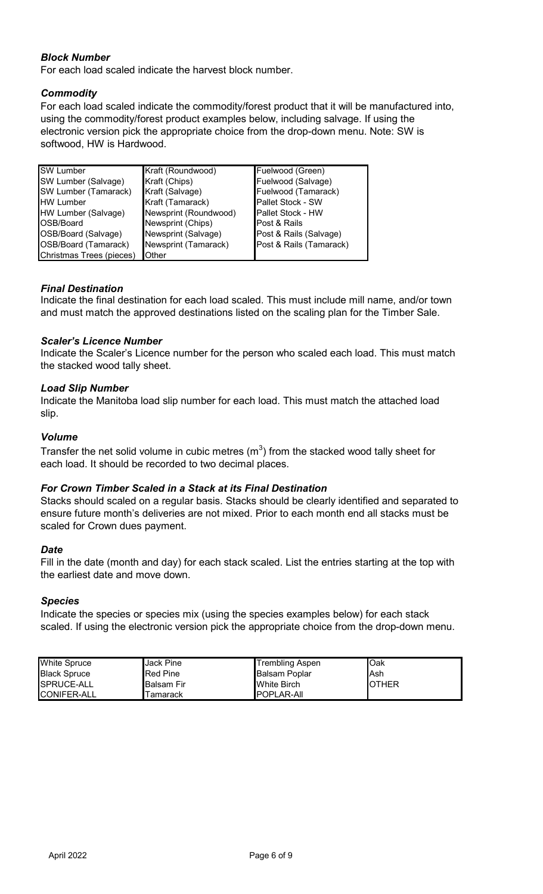### *Block Number*

For each load scaled indicate the harvest block number.

### *Commodity*

For each load scaled indicate the commodity/forest product that it will be manufactured into, using the commodity/forest product examples below, including salvage. If using the electronic version pick the appropriate choice from the drop-down menu. Note: SW is softwood, HW is Hardwood.

| | | |
|---|---|---|
| SW Lumber | Kraft (Roundwood) | Fuelwood (Green) |
| SW Lumber (Salvage) | Kraft (Chips) | Fuelwood (Salvage) |
| SW Lumber (Tamarack) | Kraft (Salvage) | Fuelwood (Tamarack) |
| HW Lumber | Kraft (Tamarack) | Pallet Stock - SW |
| HW Lumber (Salvage) | Newsprint (Roundwood) | Pallet Stock - HW |
| OSB/Board | Newsprint (Chips) | Post & Rails |
| OSB/Board (Salvage) | Newsprint (Salvage) | Post & Rails (Salvage) |
| OSB/Board (Tamarack) | Newsprint (Tamarack) | Post & Rails (Tamarack) |
| Christmas Trees (pieces) | Other | |

### *Final Destination*

Indicate the final destination for each load scaled. This must include mill name, and/or town and must match the approved destinations listed on the scaling plan for the Timber Sale.

### *Scaler's Licence Number*

Indicate the Scaler's Licence number for the person who scaled each load. This must match the stacked wood tally sheet.

### *Load Slip Number*

Indicate the Manitoba load slip number for each load. This must match the attached load slip.

### *Volume*

Transfer the net solid volume in cubic metres ($m^3$) from the stacked wood tally sheet for each load. It should be recorded to two decimal places.

### *For Crown Timber Scaled in a Stack at its Final Destination*

Stacks should scaled on a regular basis. Stacks should be clearly identified and separated to ensure future month's deliveries are not mixed. Prior to each month end all stacks must be scaled for Crown dues payment.

### *Date*

Fill in the date (month and day) for each stack scaled. List the entries starting at the top with the earliest date and move down.

### *Species*

Indicate the species or species mix (using the species examples below) for each stack scaled. If using the electronic version pick the appropriate choice from the drop-down menu.

| | | | |
|---|---|---|---|
| White Spruce | Jack Pine | Trembling Aspen | Oak |
| Black Spruce | Red Pine | Balsam Poplar | Ash |
| SPRUCE-ALL | Balsam Fir | White Birch | OTHER |
| CONIFER-ALL | Tamarack | POPLAR-All | |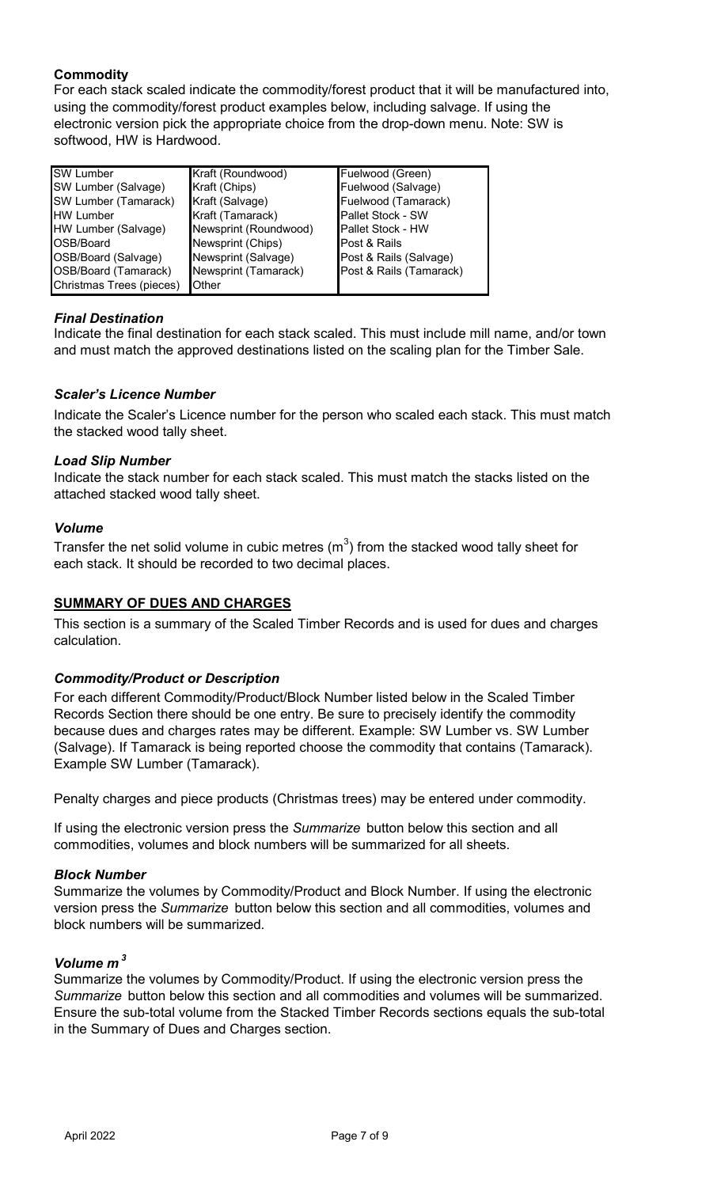### Commodity

For each stack scaled indicate the commodity/forest product that it will be manufactured into, using the commodity/forest product examples below, including salvage. If using the electronic version pick the appropriate choice from the drop-down menu. Note: SW is softwood, HW is Hardwood.

| | | |
|---|---|---|
| SW Lumber | Kraft (Roundwood) | Fuelwood (Green) |
| SW Lumber (Salvage) | Kraft (Chips) | Fuelwood (Salvage) |
| SW Lumber (Tamarack) | Kraft (Salvage) | Fuelwood (Tamarack) |
| HW Lumber | Kraft (Tamarack) | Pallet Stock - SW |
| HW Lumber (Salvage) | Newsprint (Roundwood) | Pallet Stock - HW |
| OSB/Board | Newsprint (Chips) | Post & Rails |
| OSB/Board (Salvage) | Newsprint (Salvage) | Post & Rails (Salvage) |
| OSB/Board (Tamarack) | Newsprint (Tamarack) | Post & Rails (Tamarack) |
| Christmas Trees (pieces) | Other | |

### *Final Destination*

Indicate the final destination for each stack scaled. This must include mill name, and/or town and must match the approved destinations listed on the scaling plan for the Timber Sale.

### *Scaler's Licence Number*

Indicate the Scaler's Licence number for the person who scaled each stack. This must match the stacked wood tally sheet.

### *Load Slip Number*

Indicate the stack number for each stack scaled. This must match the stacks listed on the attached stacked wood tally sheet.

### *Volume*

Transfer the net solid volume in cubic metres ($m^3$) from the stacked wood tally sheet for each stack. It should be recorded to two decimal places.

## SUMMARY OF DUES AND CHARGES

This section is a summary of the Scaled Timber Records and is used for dues and charges calculation.

### *Commodity/Product or Description*

For each different Commodity/Product/Block Number listed below in the Scaled Timber Records Section there should be one entry. Be sure to precisely identify the commodity because dues and charges rates may be different. Example: SW Lumber vs. SW Lumber (Salvage). If Tamarack is being reported choose the commodity that contains (Tamarack). Example SW Lumber (Tamarack).

Penalty charges and piece products (Christmas trees) may be entered under commodity.

If using the electronic version press the *Summarize* button below this section and all commodities, volumes and block numbers will be summarized for all sheets.

### *Block Number*

Summarize the volumes by Commodity/Product and Block Number. If using the electronic version press the *Summarize* button below this section and all commodities, volumes and block numbers will be summarized.

### *Volume $m^3$*

Summarize the volumes by Commodity/Product. If using the electronic version press the *Summarize* button below this section and all commodities and volumes will be summarized. Ensure the sub-total volume from the Stacked Timber Records sections equals the sub-total in the Summary of Dues and Charges section.

April 2022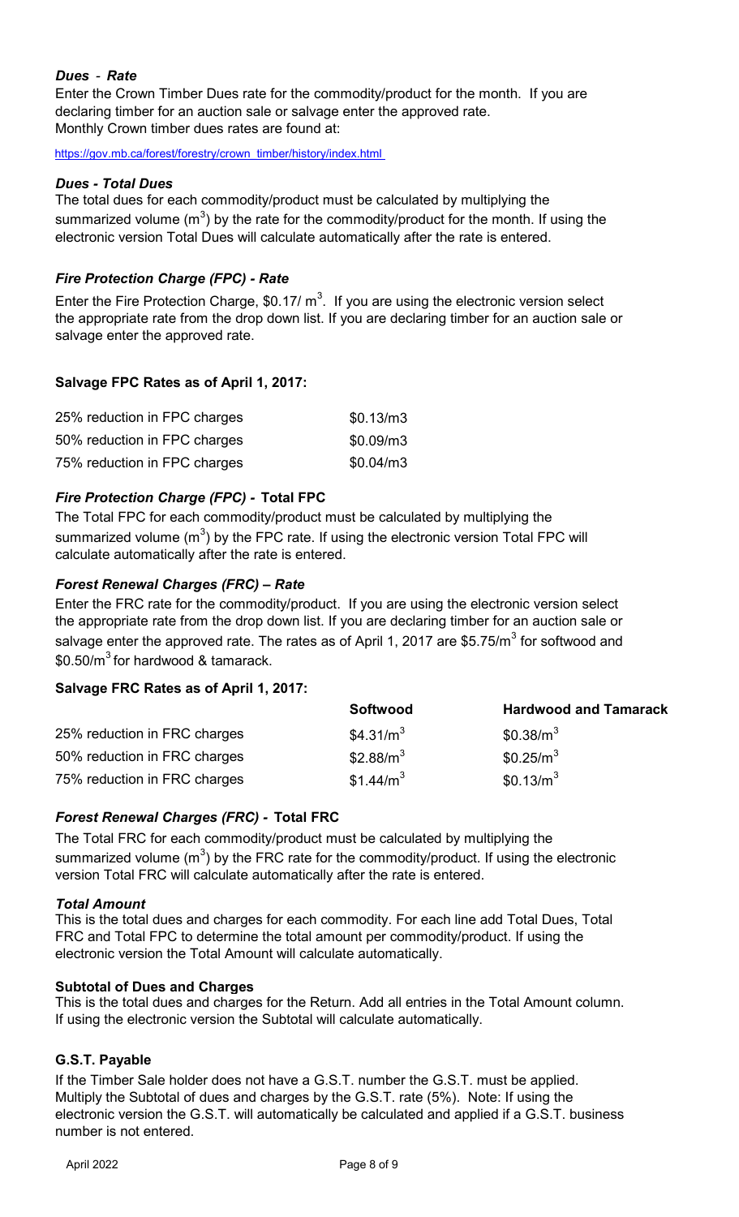#### *Dues - Rate*

Enter the Crown Timber Dues rate for the commodity/product for the month. If you are declaring timber for an auction sale or salvage enter the approved rate.
Monthly Crown timber dues rates are found at:

https://gov.mb.ca/forest/forestry/crown_timber/history/index.html

#### *Dues - Total Dues*

The total dues for each commodity/product must be calculated by multiplying the summarized volume ($m^3$) by the rate for the commodity/product for the month. If using the electronic version Total Dues will calculate automatically after the rate is entered.

#### *Fire Protection Charge (FPC) - Rate*

Enter the Fire Protection Charge, \$0.17/ $m^3$. If you are using the electronic version select the appropriate rate from the drop down list. If you are declaring timber for an auction sale or salvage enter the approved rate.

**Salvage FPC Rates as of April 1, 2017:**

| | |
|---|---|
| 25% reduction in FPC charges | \$0.13/m3 |
| 50% reduction in FPC charges | \$0.09/m3 |
| 75% reduction in FPC charges | \$0.04/m3 |

#### *Fire Protection Charge (FPC) -* **Total FPC**

The Total FPC for each commodity/product must be calculated by multiplying the summarized volume ($m^3$) by the FPC rate. If using the electronic version Total FPC will calculate automatically after the rate is entered.

#### *Forest Renewal Charges (FRC) – Rate*

Enter the FRC rate for the commodity/product. If you are using the electronic version select the appropriate rate from the drop down list. If you are declaring timber for an auction sale or salvage enter the approved rate. The rates as of April 1, 2017 are \$5.75/$m^3$ for softwood and \$0.50/$m^3$ for hardwood & tamarack.

**Salvage FRC Rates as of April 1, 2017:**

| | **Softwood** | **Hardwood and Tamarack** |
|---|---|---|
| 25% reduction in FRC charges | \$4.31/$m^3$ | \$0.38/$m^3$ |
| 50% reduction in FRC charges | \$2.88/$m^3$ | \$0.25/$m^3$ |
| 75% reduction in FRC charges | \$1.44/$m^3$ | \$0.13/$m^3$ |

#### *Forest Renewal Charges (FRC) -* **Total FRC**

The Total FRC for each commodity/product must be calculated by multiplying the summarized volume ($m^3$) by the FRC rate for the commodity/product. If using the electronic version Total FRC will calculate automatically after the rate is entered.

#### *Total Amount*

This is the total dues and charges for each commodity. For each line add Total Dues, Total FRC and Total FPC to determine the total amount per commodity/product. If using the electronic version the Total Amount will calculate automatically.

#### **Subtotal of Dues and Charges**

This is the total dues and charges for the Return. Add all entries in the Total Amount column. If using the electronic version the Subtotal will calculate automatically.

#### **G.S.T. Payable**

If the Timber Sale holder does not have a G.S.T. number the G.S.T. must be applied. Multiply the Subtotal of dues and charges by the G.S.T. rate (5%). Note: If using the electronic version the G.S.T. will automatically be calculated and applied if a G.S.T. business number is not entered.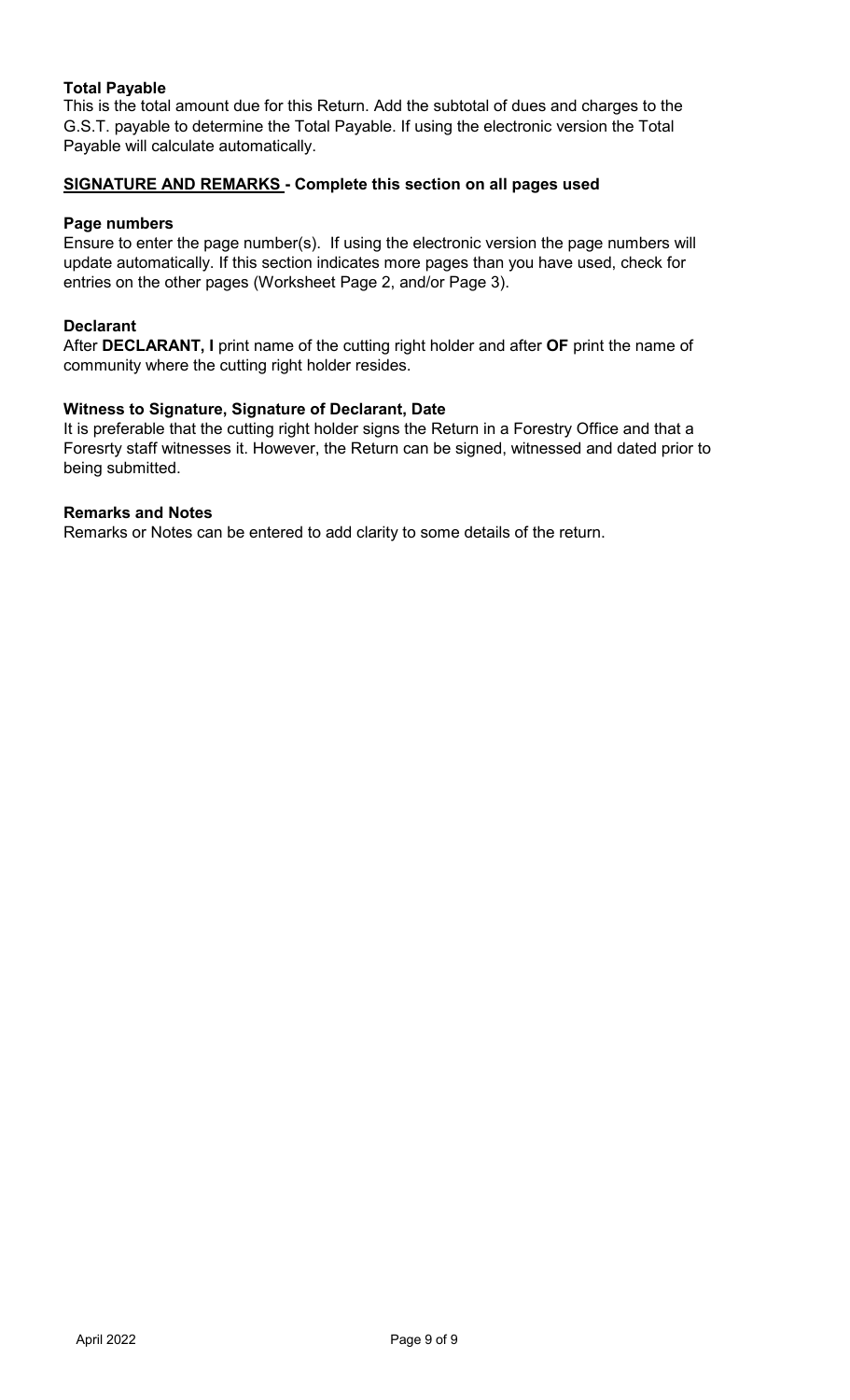**Total Payable**

This is the total amount due for this Return. Add the subtotal of dues and charges to the G.S.T. payable to determine the Total Payable. If using the electronic version the Total Payable will calculate automatically.

**SIGNATURE AND REMARKS - Complete this section on all pages used**

**Page numbers**

Ensure to enter the page number(s). If using the electronic version the page numbers will update automatically. If this section indicates more pages than you have used, check for entries on the other pages (Worksheet Page 2, and/or Page 3).

**Declarant**

After **DECLARANT, I** print name of the cutting right holder and after **OF** print the name of community where the cutting right holder resides.

**Witness to Signature, Signature of Declarant, Date**

It is preferable that the cutting right holder signs the Return in a Forestry Office and that a Foresrty staff witnesses it. However, the Return can be signed, witnessed and dated prior to being submitted.

**Remarks and Notes**

Remarks or Notes can be entered to add clarity to some details of the return.

April 2022